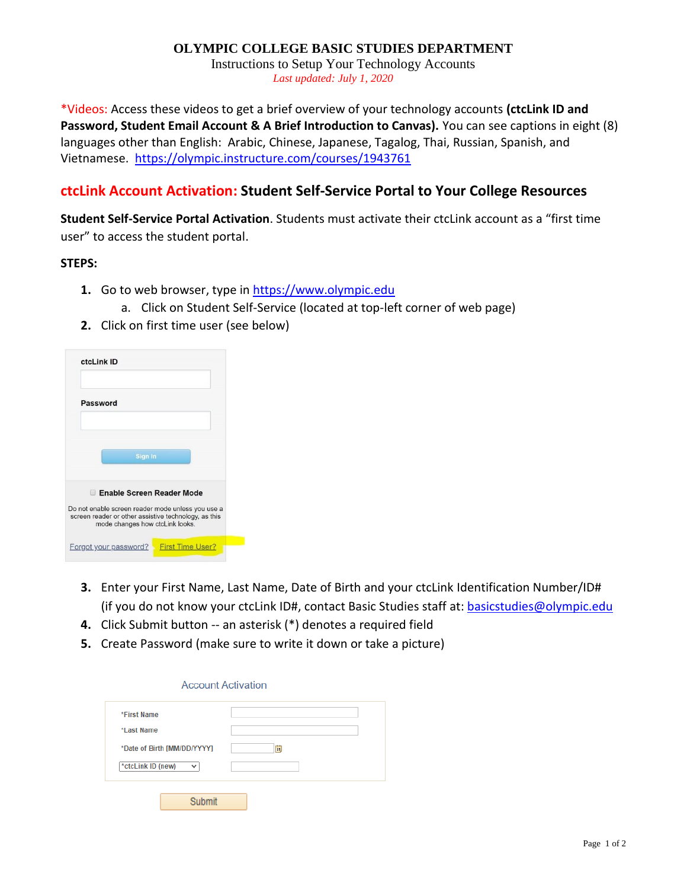# OLYMPIC COLLEGE BASIC STUDIES DEPARTMENT

Instructions to Setup Your Technology Accounts

*Last updated: July 1, 2020*

*Videos: Access these videos to get a brief overview of your technology accounts **(ctcLink ID and Password, Student Email Account & A Brief Introduction to Canvas).** You can see captions in eight (8) languages other than English: Arabic, Chinese, Japanese, Tagalog, Thai, Russian, Spanish, and Vietnamese. https://olympic.instructure.com/courses/1943761

## ctcLink Account Activation: Student Self-Service Portal to Your College Resources

**Student Self-Service Portal Activation**. Students must activate their ctcLink account as a "first time user" to access the student portal.

**STEPS:**

1. Go to web browser, type in https://www.olympic.edu
   a. Click on Student Self-Service (located at top-left corner of web page)
2. Click on first time user (see below)

ctcLink ID

Password

Sign In

Enable Screen Reader Mode

Do not enable screen reader mode unless you use a screen reader or other assistive technology, as this mode changes how ctcLink looks.

Forgot your password? First Time User?

3. Enter your First Name, Last Name, Date of Birth and your ctcLink Identification Number/ID# (if you do not know your ctcLink ID#, contact Basic Studies staff at: basicstudies@olympic.edu
4. Click Submit button -- an asterisk (*) denotes a required field
5. Create Password (make sure to write it down or take a picture)

Account Activation

*First Name

*Last Name

*Date of Birth [MM/DD/YYYY]

*ctcLink ID (new)

Submit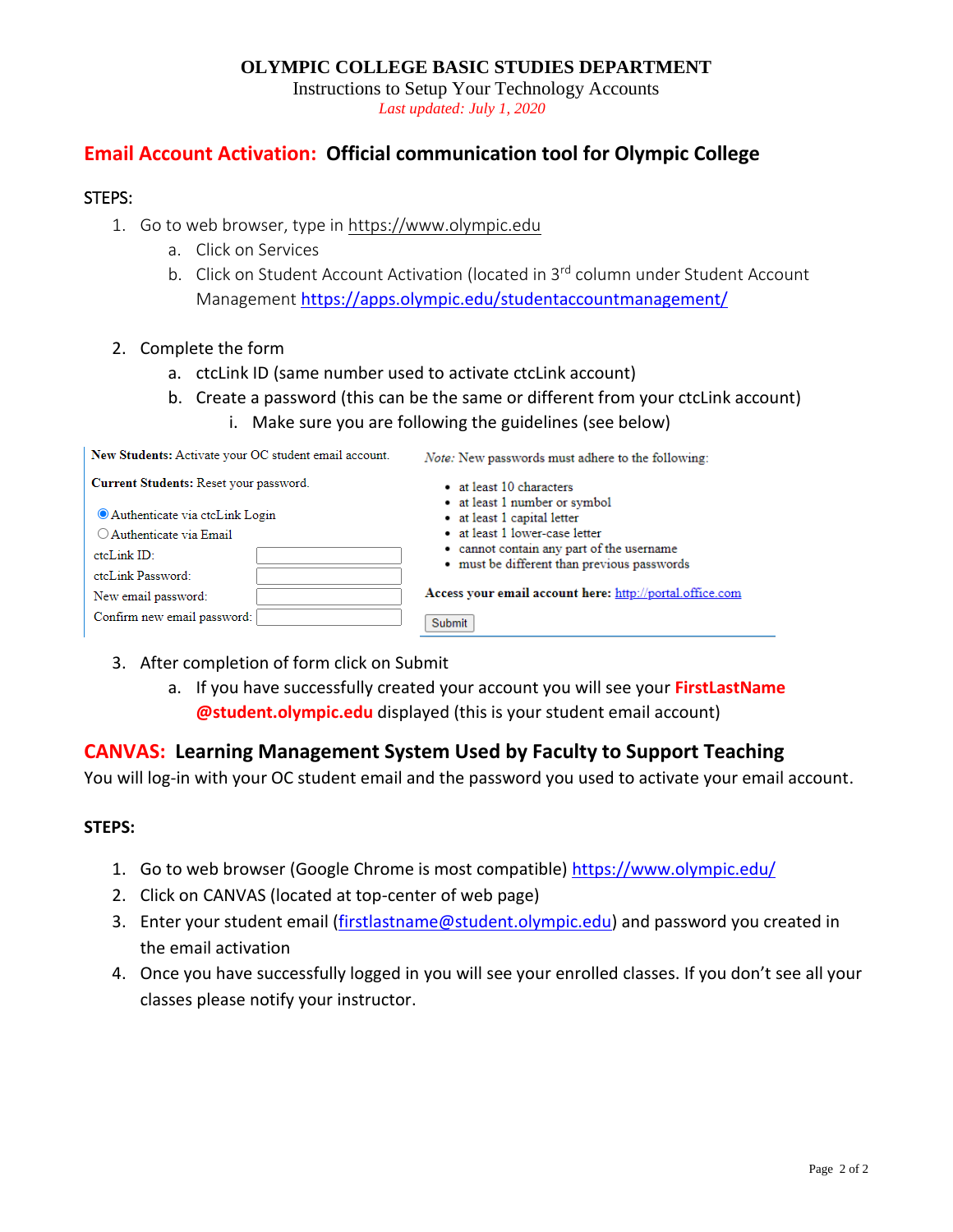**OLYMPIC COLLEGE BASIC STUDIES DEPARTMENT**

Instructions to Setup Your Technology Accounts

*Last updated: July 1, 2020*

## Email Account Activation: Official communication tool for Olympic College

STEPS:

1. Go to web browser, type in https://www.olympic.edu
   a. Click on Services
   b. Click on Student Account Activation (located in 3rd column under Student Account Management https://apps.olympic.edu/studentaccountmanagement/
2. Complete the form
   a. ctcLink ID (same number used to activate ctcLink account)
   b. Create a password (this can be the same or different from your ctcLink account)
      i. Make sure you are following the guidelines (see below)

**New Students:** Activate your OC student email account.

**Current Students:** Reset your password.

- (selected) Authenticate via ctcLink Login
- Authenticate via Email

| | |
|---|---|
| ctcLink ID: | |
| ctcLink Password: | |
| New email password: | |
| Confirm new email password: | |

*Note:* New passwords must adhere to the following:

- at least 10 characters
- at least 1 number or symbol
- at least 1 capital letter
- at least 1 lower-case letter
- cannot contain any part of the username
- must be different than previous passwords

**Access your email account here:** http://portal.office.com

Submit

3. After completion of form click on Submit
   a. If you have successfully created your account you will see your **FirstLastName @student.olympic.edu** displayed (this is your student email account)

## CANVAS: Learning Management System Used by Faculty to Support Teaching

You will log-in with your OC student email and the password you used to activate your email account.

**STEPS:**

1. Go to web browser (Google Chrome is most compatible) https://www.olympic.edu/
2. Click on CANVAS (located at top-center of web page)
3. Enter your student email (firstlastname@student.olympic.edu) and password you created in the email activation
4. Once you have successfully logged in you will see your enrolled classes. If you don't see all your classes please notify your instructor.